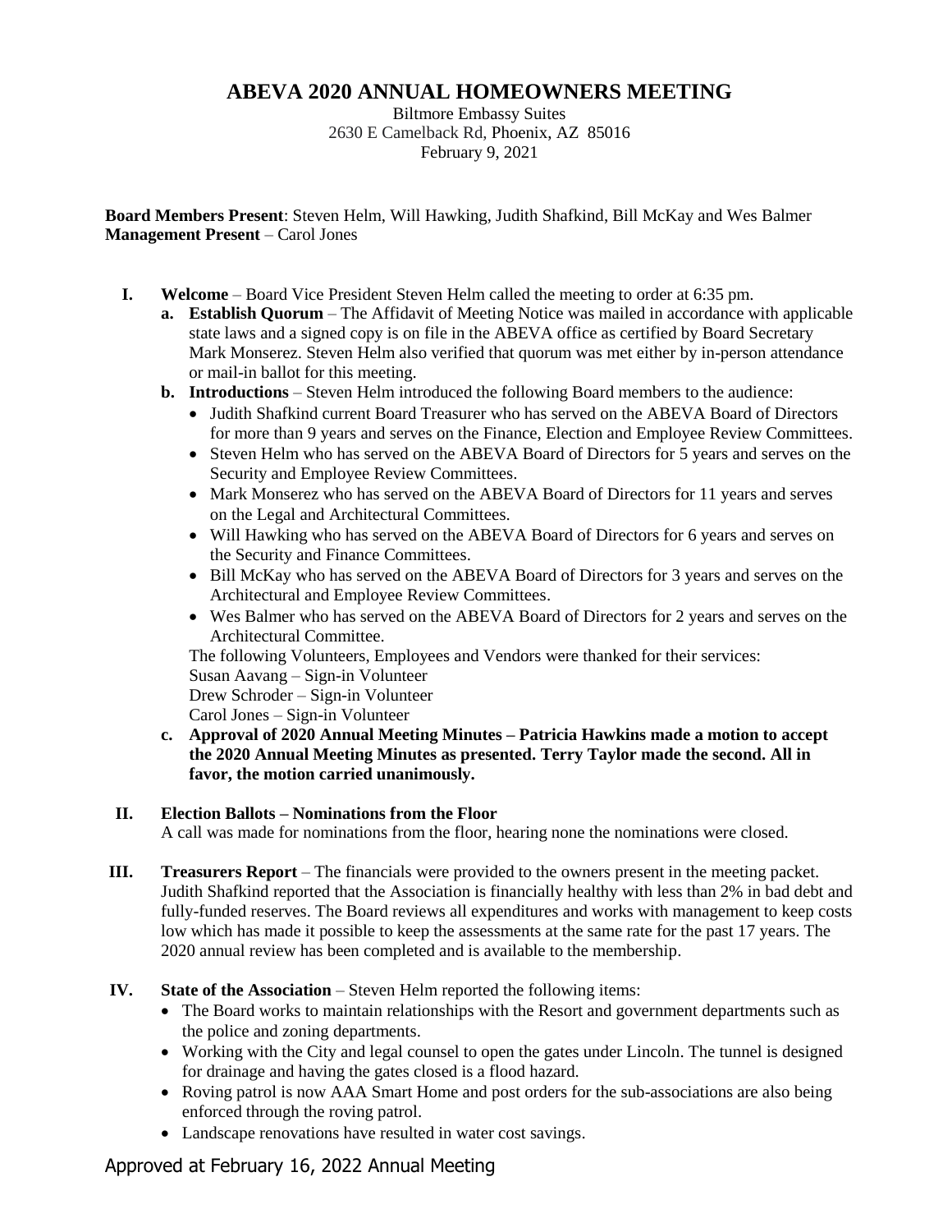# ABEVA 2020 ANNUAL HOMEOWNERS MEETING

Biltmore Embassy Suites
2630 E Camelback Rd, Phoenix, AZ 85016
February 9, 2021

**Board Members Present**: Steven Helm, Will Hawking, Judith Shafkind, Bill McKay and Wes Balmer
**Management Present** – Carol Jones

- **I. Welcome** – Board Vice President Steven Helm called the meeting to order at 6:35 pm.
  - **a. Establish Quorum** – The Affidavit of Meeting Notice was mailed in accordance with applicable state laws and a signed copy is on file in the ABEVA office as certified by Board Secretary Mark Monserez. Steven Helm also verified that quorum was met either by in-person attendance or mail-in ballot for this meeting.
  - **b. Introductions** – Steven Helm introduced the following Board members to the audience:
    - Judith Shafkind current Board Treasurer who has served on the ABEVA Board of Directors for more than 9 years and serves on the Finance, Election and Employee Review Committees.
    - Steven Helm who has served on the ABEVA Board of Directors for 5 years and serves on the Security and Employee Review Committees.
    - Mark Monserez who has served on the ABEVA Board of Directors for 11 years and serves on the Legal and Architectural Committees.
    - Will Hawking who has served on the ABEVA Board of Directors for 6 years and serves on the Security and Finance Committees.
    - Bill McKay who has served on the ABEVA Board of Directors for 3 years and serves on the Architectural and Employee Review Committees.
    - Wes Balmer who has served on the ABEVA Board of Directors for 2 years and serves on the Architectural Committee.

    The following Volunteers, Employees and Vendors were thanked for their services:
    Susan Aavang – Sign-in Volunteer
    Drew Schroder – Sign-in Volunteer
    Carol Jones – Sign-in Volunteer
  - **c. Approval of 2020 Annual Meeting Minutes – Patricia Hawkins made a motion to accept the 2020 Annual Meeting Minutes as presented. Terry Taylor made the second. All in favor, the motion carried unanimously.**

- **II. Election Ballots – Nominations from the Floor**
  A call was made for nominations from the floor, hearing none the nominations were closed.

- **III. Treasurers Report** – The financials were provided to the owners present in the meeting packet. Judith Shafkind reported that the Association is financially healthy with less than 2% in bad debt and fully-funded reserves. The Board reviews all expenditures and works with management to keep costs low which has made it possible to keep the assessments at the same rate for the past 17 years. The 2020 annual review has been completed and is available to the membership.

- **IV. State of the Association** – Steven Helm reported the following items:
  - The Board works to maintain relationships with the Resort and government departments such as the police and zoning departments.
  - Working with the City and legal counsel to open the gates under Lincoln. The tunnel is designed for drainage and having the gates closed is a flood hazard.
  - Roving patrol is now AAA Smart Home and post orders for the sub-associations are also being enforced through the roving patrol.
  - Landscape renovations have resulted in water cost savings.

Approved at February 16, 2022 Annual Meeting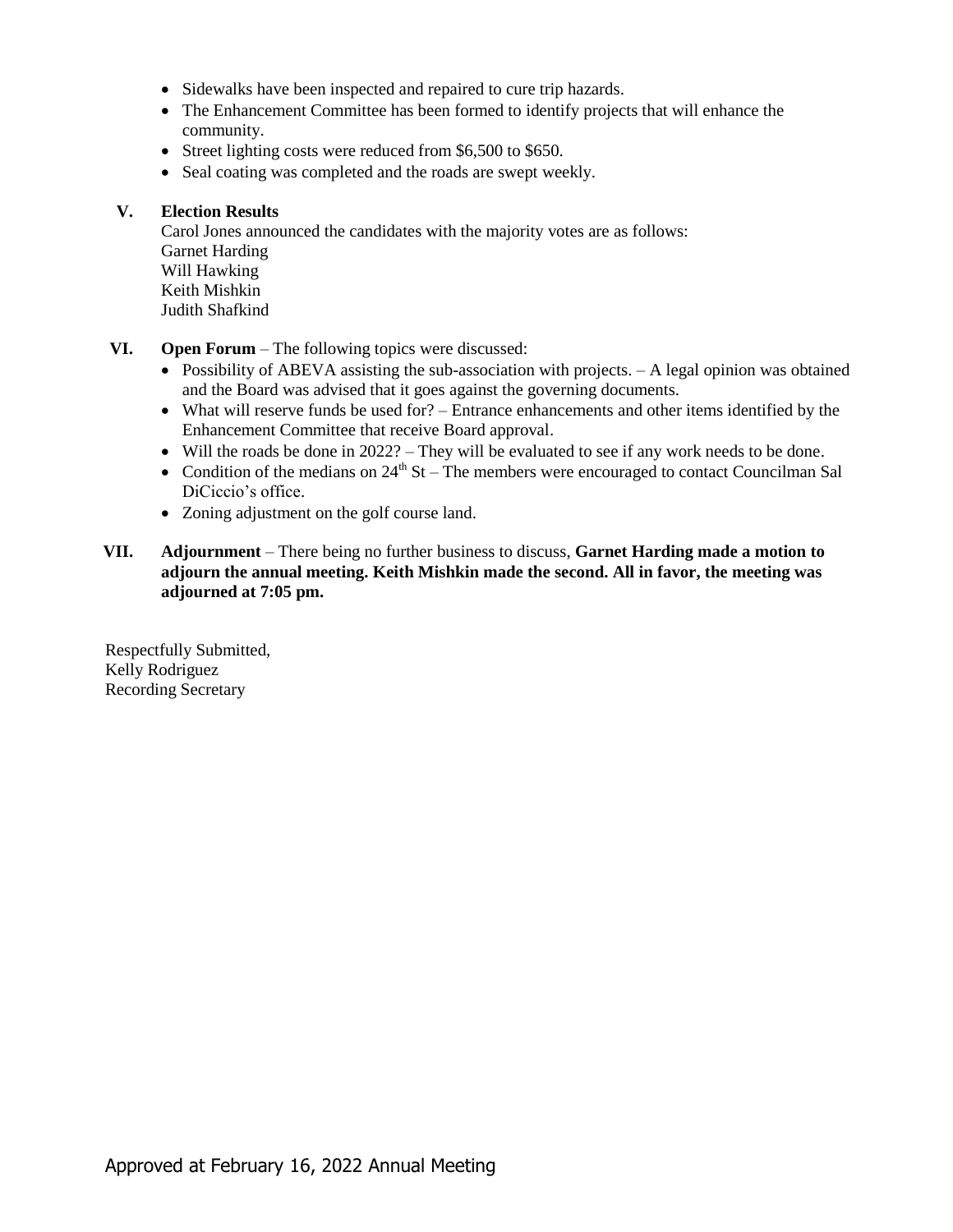- Sidewalks have been inspected and repaired to cure trip hazards.
- The Enhancement Committee has been formed to identify projects that will enhance the community.
- Street lighting costs were reduced from $6,500 to $650.
- Seal coating was completed and the roads are swept weekly.

**V. Election Results**

Carol Jones announced the candidates with the majority votes are as follows:
Garnet Harding
Will Hawking
Keith Mishkin
Judith Shafkind

**VI. Open Forum** – The following topics were discussed:

- Possibility of ABEVA assisting the sub-association with projects. – A legal opinion was obtained and the Board was advised that it goes against the governing documents.
- What will reserve funds be used for? – Entrance enhancements and other items identified by the Enhancement Committee that receive Board approval.
- Will the roads be done in 2022? – They will be evaluated to see if any work needs to be done.
- Condition of the medians on 24th St – The members were encouraged to contact Councilman Sal DiCiccio's office.
- Zoning adjustment on the golf course land.

**VII. Adjournment** – There being no further business to discuss, **Garnet Harding made a motion to adjourn the annual meeting. Keith Mishkin made the second. All in favor, the meeting was adjourned at 7:05 pm.**

Respectfully Submitted,
Kelly Rodriguez
Recording Secretary

Approved at February 16, 2022 Annual Meeting